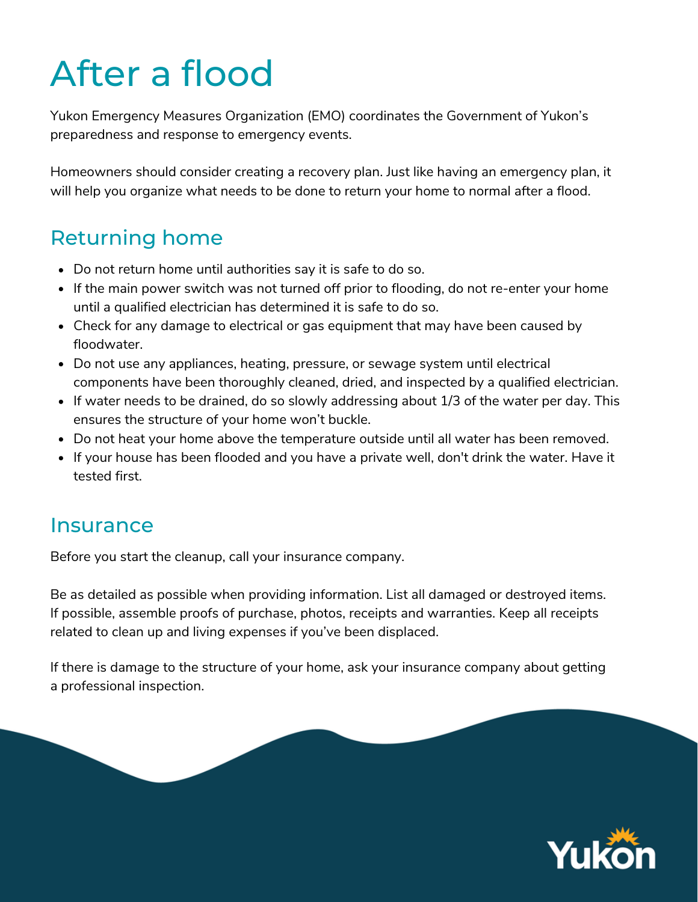# After a flood

Yukon Emergency Measures Organization (EMO) coordinates the Government of Yukon's preparedness and response to emergency events.

Homeowners should consider creating a recovery plan. Just like having an emergency plan, it will help you organize what needs to be done to return your home to normal after a flood.

## Returning home

- Do not return home until authorities say it is safe to do so.
- If the main power switch was not turned off prior to flooding, do not re-enter your home until a qualified electrician has determined it is safe to do so.
- Check for any damage to electrical or gas equipment that may have been caused by floodwater.
- Do not use any appliances, heating, pressure, or sewage system until electrical components have been thoroughly cleaned, dried, and inspected by a qualified electrician.
- If water needs to be drained, do so slowly addressing about 1/3 of the water per day. This ensures the structure of your home won't buckle.
- Do not heat your home above the temperature outside until all water has been removed.
- If your house has been flooded and you have a private well, don't drink the water. Have it tested first.

## Insurance

Before you start the cleanup, call your insurance company.

Be as detailed as possible when providing information. List all damaged or destroyed items. If possible, assemble proofs of purchase, photos, receipts and warranties. Keep all receipts related to clean up and living expenses if you've been displaced.

If there is damage to the structure of your home, ask your insurance company about getting a professional inspection.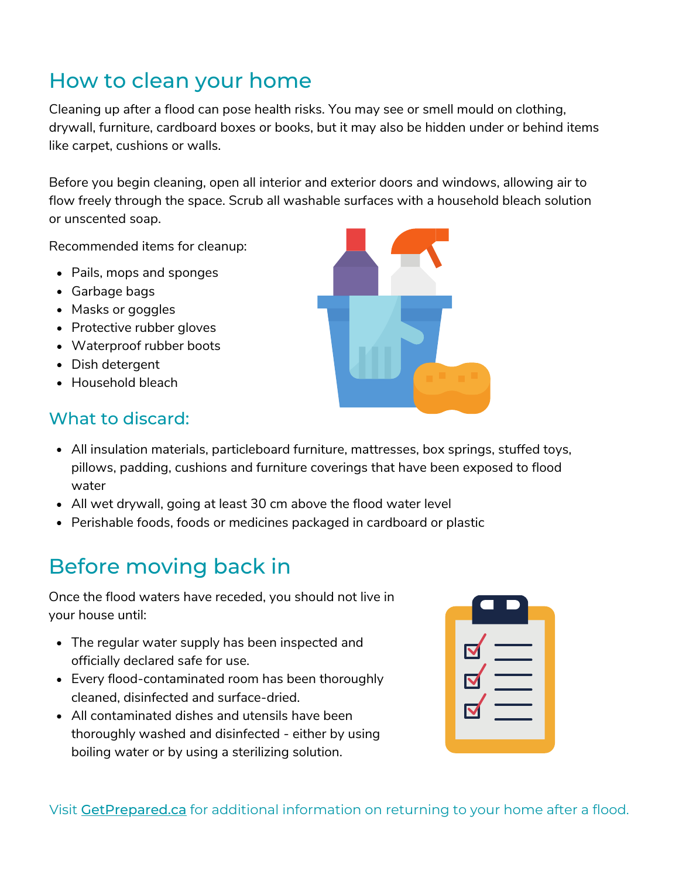## How to clean your home

Cleaning up after a flood can pose health risks. You may see or smell mould on clothing, drywall, furniture, cardboard boxes or books, but it may also be hidden under or behind items like carpet, cushions or walls.

Before you begin cleaning, open all interior and exterior doors and windows, allowing air to flow freely through the space. Scrub all washable surfaces with a household bleach solution or unscented soap.

Recommended items for cleanup:

- Pails, mops and sponges
- Garbage bags
- Masks or goggles
- Protective rubber gloves
- Waterproof rubber boots
- Dish detergent
- Household bleach

### What to discard:

- All insulation materials, particleboard furniture, mattresses, box springs, stuffed toys, pillows, padding, cushions and furniture coverings that have been exposed to flood water
- All wet drywall, going at least 30 cm above the flood water level
- Perishable foods, foods or medicines packaged in cardboard or plastic

## Before moving back in

Once the flood waters have receded, you should not live in your house until:

- The regular water supply has been inspected and officially declared safe for use.
- Every flood-contaminated room has been thoroughly cleaned, disinfected and surface-dried.
- All contaminated dishes and utensils have been thoroughly washed and disinfected - either by using boiling water or by using a sterilizing solution.

Visit [GetPrepared.ca](GetPrepared.ca) for additional information on returning to your home after a flood.